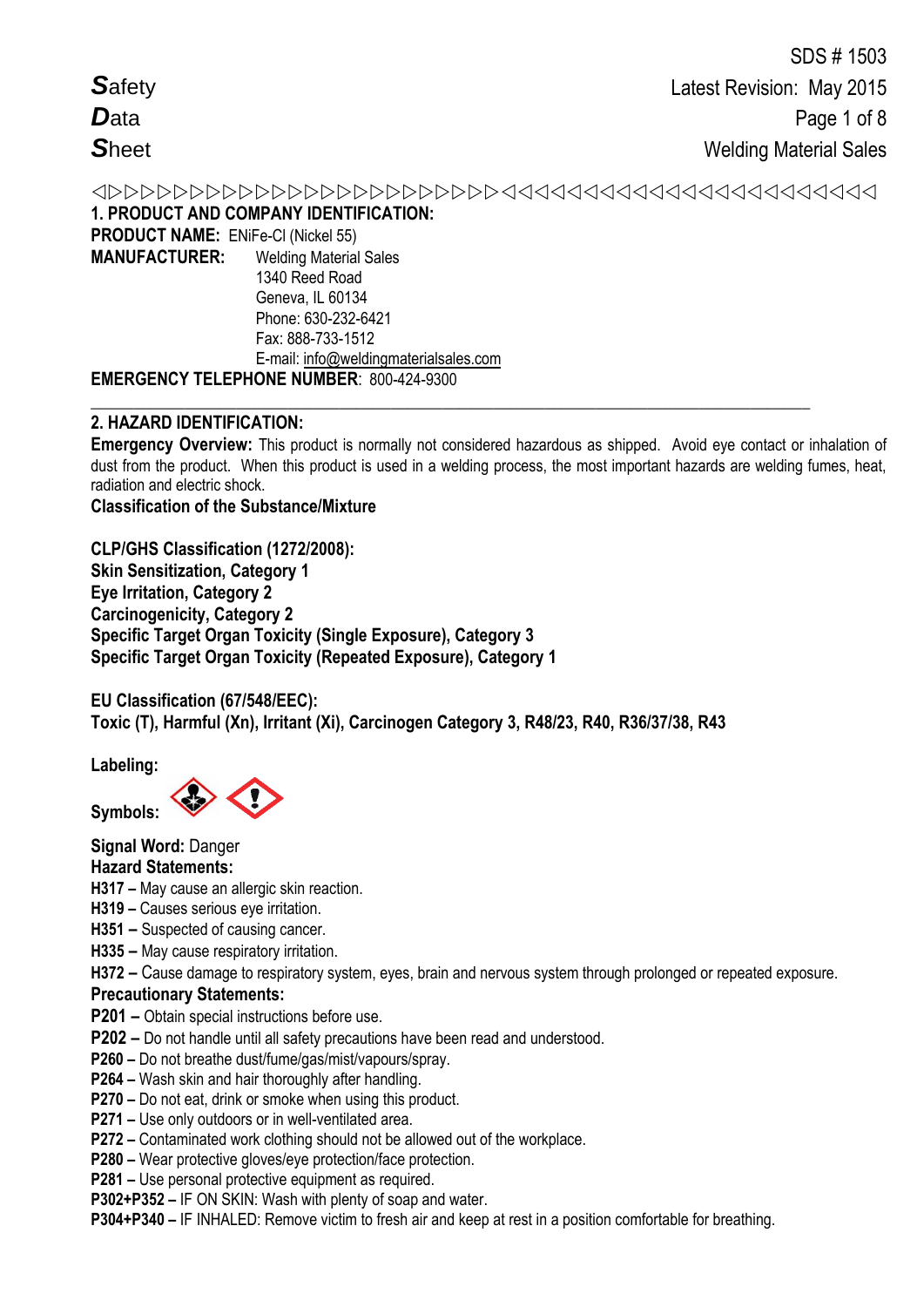SDS # 1503
Latest Revision: May 2015

**S**afety
**D**ata
**S**heet

Welding Material Sales

## 1. PRODUCT AND COMPANY IDENTIFICATION:

**PRODUCT NAME:** ENiFe-CI (Nickel 55)

**MANUFACTURER:** Welding Material Sales
1340 Reed Road
Geneva, IL 60134
Phone: 630-232-6421
Fax: 888-733-1512
E-mail: info@weldingmaterialsales.com

**EMERGENCY TELEPHONE NUMBER**: 800-424-9300

---

## 2. HAZARD IDENTIFICATION:

**Emergency Overview:** This product is normally not considered hazardous as shipped. Avoid eye contact or inhalation of dust from the product. When this product is used in a welding process, the most important hazards are welding fumes, heat, radiation and electric shock.

**Classification of the Substance/Mixture**

**CLP/GHS Classification (1272/2008):**
**Skin Sensitization, Category 1**
**Eye Irritation, Category 2**
**Carcinogenicity, Category 2**
**Specific Target Organ Toxicity (Single Exposure), Category 3**
**Specific Target Organ Toxicity (Repeated Exposure), Category 1**

**EU Classification (67/548/EEC):**
**Toxic (T), Harmful (Xn), Irritant (Xi), Carcinogen Category 3, R48/23, R40, R36/37/38, R43**

**Labeling:**

**Symbols:**

**Signal Word:** Danger

**Hazard Statements:**

**H317 –** May cause an allergic skin reaction.
**H319 –** Causes serious eye irritation.
**H351 –** Suspected of causing cancer.
**H335 –** May cause respiratory irritation.
**H372 –** Cause damage to respiratory system, eyes, brain and nervous system through prolonged or repeated exposure.

**Precautionary Statements:**

**P201 –** Obtain special instructions before use.
**P202 –** Do not handle until all safety precautions have been read and understood.
**P260 –** Do not breathe dust/fume/gas/mist/vapours/spray.
**P264 –** Wash skin and hair thoroughly after handling.
**P270 –** Do not eat, drink or smoke when using this product.
**P271 –** Use only outdoors or in well-ventilated area.
**P272 –** Contaminated work clothing should not be allowed out of the workplace.
**P280 –** Wear protective gloves/eye protection/face protection.
**P281 –** Use personal protective equipment as required.
**P302+P352 –** IF ON SKIN: Wash with plenty of soap and water.
**P304+P340 –** IF INHALED: Remove victim to fresh air and keep at rest in a position comfortable for breathing.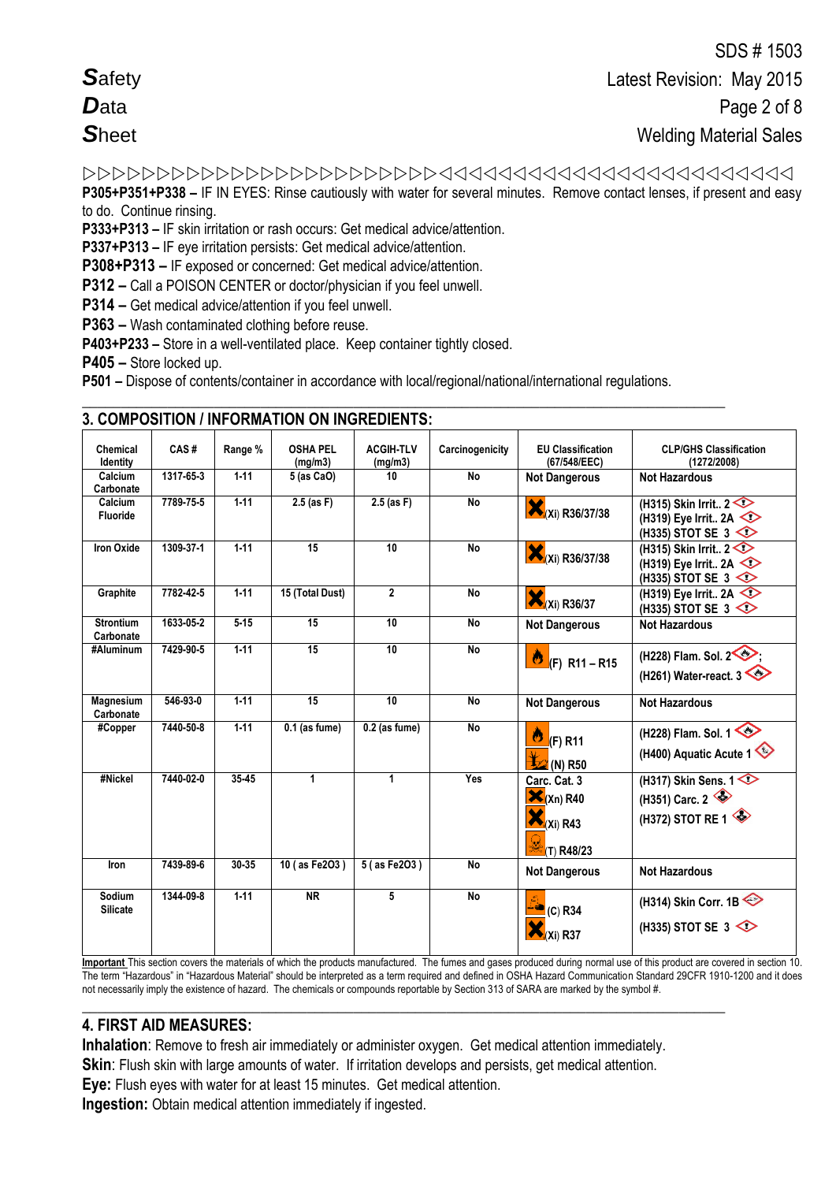▷▷▷▷▷▷▷▷▷▷▷▷▷▷▷▷▷▷▷▷▷▷▷▷▷▷◁◁◁◁◁◁◁◁◁◁◁◁◁◁◁◁◁◁◁◁◁◁◁◁◁◁◁◁

**P305+P351+P338 –** IF IN EYES: Rinse cautiously with water for several minutes. Remove contact lenses, if present and easy to do. Continue rinsing.

**P333+P313 –** IF skin irritation or rash occurs: Get medical advice/attention.

**P337+P313 –** IF eye irritation persists: Get medical advice/attention.

**P308+P313 –** IF exposed or concerned: Get medical advice/attention.

**P312 –** Call a POISON CENTER or doctor/physician if you feel unwell.

**P314 –** Get medical advice/attention if you feel unwell.

**P363 –** Wash contaminated clothing before reuse.

**P403+P233 –** Store in a well-ventilated place. Keep container tightly closed.

**P405 –** Store locked up.

**P501 –** Dispose of contents/container in accordance with local/regional/national/international regulations.

## 3. COMPOSITION / INFORMATION ON INGREDIENTS:

| Chemical Identity | CAS # | Range % | OSHA PEL (mg/m3) | ACGIH-TLV (mg/m3) | Carcinogenicity | EU Classification (67/548/EEC) | CLP/GHS Classification (1272/2008) |
|---|---|---|---|---|---|---|---|
| Calcium Carbonate | 1317-65-3 | 1-11 | 5 (as CaO) | 10 | No | Not Dangerous | Not Hazardous |
| Calcium Fluoride | 7789-75-5 | 1-11 | 2.5 (as F) | 2.5 (as F) | No | (Xi) R36/37/38 | (H315) Skin Irrit.. 2<br>(H319) Eye Irrit.. 2A<br>(H335) STOT SE 3 |
| Iron Oxide | 1309-37-1 | 1-11 | 15 | 10 | No | (Xi) R36/37/38 | (H315) Skin Irrit.. 2<br>(H319) Eye Irrit.. 2A<br>(H335) STOT SE 3 |
| Graphite | 7782-42-5 | 1-11 | 15 (Total Dust) | 2 | No | (Xi) R36/37 | (H319) Eye Irrit.. 2A<br>(H335) STOT SE 3 |
| Strontium Carbonate | 1633-05-2 | 5-15 | 15 | 10 | No | Not Dangerous | Not Hazardous |
| #Aluminum | 7429-90-5 | 1-11 | 15 | 10 | No | (F) R11 – R15 | (H228) Flam. Sol. 2;<br>(H261) Water-react. 3 |
| Magnesium Carbonate | 546-93-0 | 1-11 | 15 | 10 | No | Not Dangerous | Not Hazardous |
| #Copper | 7440-50-8 | 1-11 | 0.1 (as fume) | 0.2 (as fume) | No | (F) R11<br>(N) R50 | (H228) Flam. Sol. 1<br>(H400) Aquatic Acute 1 |
| #Nickel | 7440-02-0 | 35-45 | 1 | 1 | Yes | Carc. Cat. 3<br>(Xn) R40<br>(Xi) R43<br>(T) R48/23 | (H317) Skin Sens. 1<br>(H351) Carc. 2<br>(H372) STOT RE 1 |
| Iron | 7439-89-6 | 30-35 | 10 ( as Fe2O3 ) | 5 ( as Fe2O3 ) | No | Not Dangerous | Not Hazardous |
| Sodium Silicate | 1344-09-8 | 1-11 | NR | 5 | No | (C) R34<br>(Xi) R37 | (H314) Skin Corr. 1B<br>(H335) STOT SE 3 |

__Important__ This section covers the materials of which the products manufactured. The fumes and gases produced during normal use of this product are covered in section 10. The term "Hazardous" in "Hazardous Material" should be interpreted as a term required and defined in OSHA Hazard Communication Standard 29CFR 1910-1200 and it does not necessarily imply the existence of hazard. The chemicals or compounds reportable by Section 313 of SARA are marked by the symbol #.

## 4. FIRST AID MEASURES:

**Inhalation**: Remove to fresh air immediately or administer oxygen. Get medical attention immediately.

**Skin**: Flush skin with large amounts of water. If irritation develops and persists, get medical attention.

**Eye:** Flush eyes with water for at least 15 minutes. Get medical attention.

**Ingestion:** Obtain medical attention immediately if ingested.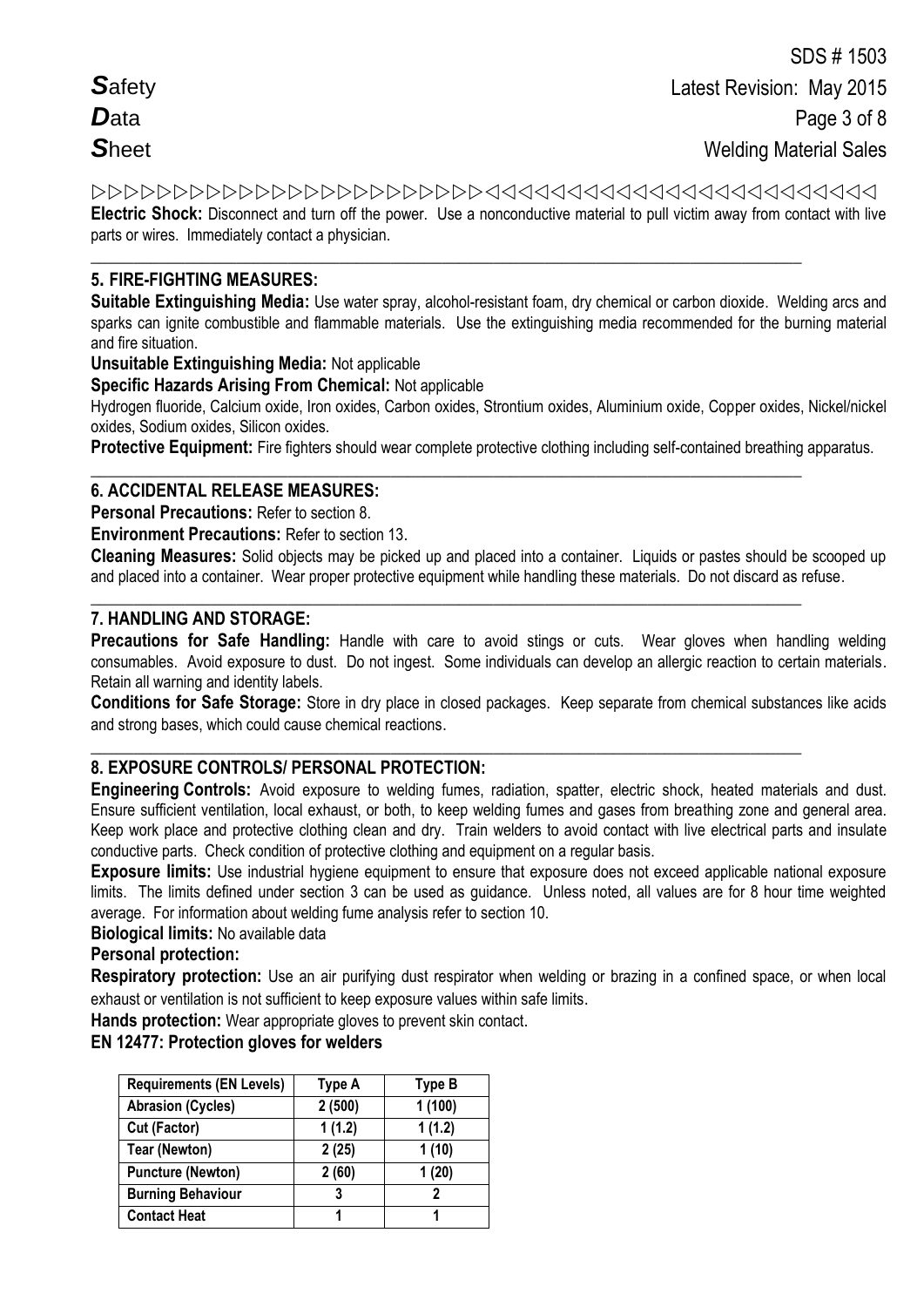**Electric Shock:** Disconnect and turn off the power. Use a nonconductive material to pull victim away from contact with live parts or wires. Immediately contact a physician.

## 5. FIRE-FIGHTING MEASURES:

**Suitable Extinguishing Media:** Use water spray, alcohol-resistant foam, dry chemical or carbon dioxide. Welding arcs and sparks can ignite combustible and flammable materials. Use the extinguishing media recommended for the burning material and fire situation.

**Unsuitable Extinguishing Media:** Not applicable

**Specific Hazards Arising From Chemical:** Not applicable

Hydrogen fluoride, Calcium oxide, Iron oxides, Carbon oxides, Strontium oxides, Aluminium oxide, Copper oxides, Nickel/nickel oxides, Sodium oxides, Silicon oxides.

**Protective Equipment:** Fire fighters should wear complete protective clothing including self-contained breathing apparatus.

## 6. ACCIDENTAL RELEASE MEASURES:

**Personal Precautions:** Refer to section 8.

**Environment Precautions:** Refer to section 13.

**Cleaning Measures:** Solid objects may be picked up and placed into a container. Liquids or pastes should be scooped up and placed into a container. Wear proper protective equipment while handling these materials. Do not discard as refuse.

## 7. HANDLING AND STORAGE:

**Precautions for Safe Handling:** Handle with care to avoid stings or cuts. Wear gloves when handling welding consumables. Avoid exposure to dust. Do not ingest. Some individuals can develop an allergic reaction to certain materials. Retain all warning and identity labels.

**Conditions for Safe Storage:** Store in dry place in closed packages. Keep separate from chemical substances like acids and strong bases, which could cause chemical reactions.

## 8. EXPOSURE CONTROLS/ PERSONAL PROTECTION:

**Engineering Controls:** Avoid exposure to welding fumes, radiation, spatter, electric shock, heated materials and dust. Ensure sufficient ventilation, local exhaust, or both, to keep welding fumes and gases from breathing zone and general area. Keep work place and protective clothing clean and dry. Train welders to avoid contact with live electrical parts and insulate conductive parts. Check condition of protective clothing and equipment on a regular basis.

**Exposure limits:** Use industrial hygiene equipment to ensure that exposure does not exceed applicable national exposure limits. The limits defined under section 3 can be used as guidance. Unless noted, all values are for 8 hour time weighted average. For information about welding fume analysis refer to section 10.

**Biological limits:** No available data

**Personal protection:**

**Respiratory protection:** Use an air purifying dust respirator when welding or brazing in a confined space, or when local exhaust or ventilation is not sufficient to keep exposure values within safe limits.

**Hands protection:** Wear appropriate gloves to prevent skin contact.

**EN 12477: Protection gloves for welders**

| Requirements (EN Levels) | Type A | Type B |
|---|---|---|
| Abrasion (Cycles) | 2 (500) | 1 (100) |
| Cut (Factor) | 1 (1.2) | 1 (1.2) |
| Tear (Newton) | 2 (25) | 1 (10) |
| Puncture (Newton) | 2 (60) | 1 (20) |
| Burning Behaviour | 3 | 2 |
| Contact Heat | 1 | 1 |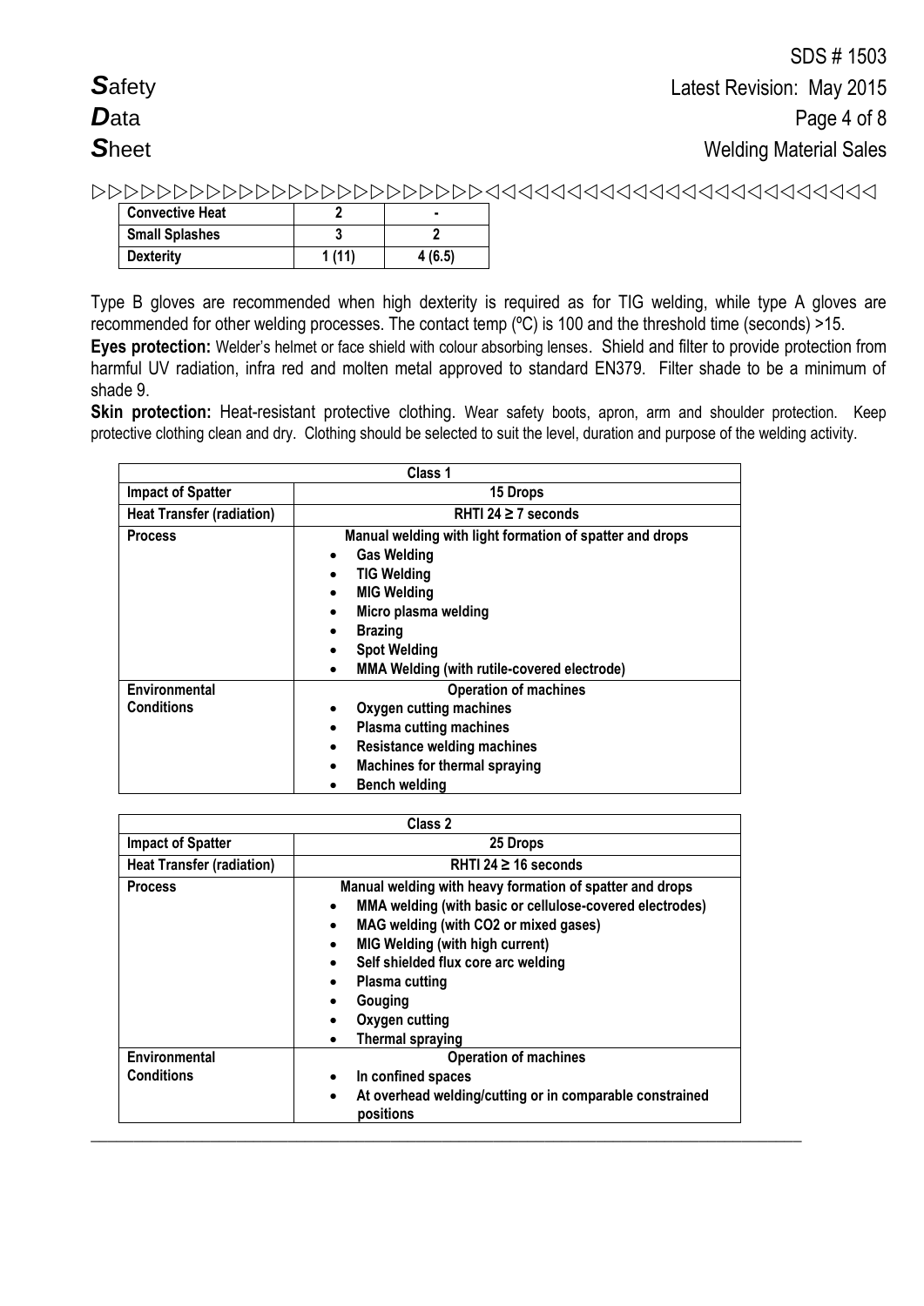| Convective Heat | 2 | - |
|---|---|---|
| Small Splashes | 3 | 2 |
| Dexterity | 1 (11) | 4 (6.5) |

Type B gloves are recommended when high dexterity is required as for TIG welding, while type A gloves are recommended for other welding processes. The contact temp (ºC) is 100 and the threshold time (seconds) >15.

**Eyes protection:** Welder's helmet or face shield with colour absorbing lenses. Shield and filter to provide protection from harmful UV radiation, infra red and molten metal approved to standard EN379. Filter shade to be a minimum of shade 9.

**Skin protection:** Heat-resistant protective clothing. Wear safety boots, apron, arm and shoulder protection. Keep protective clothing clean and dry. Clothing should be selected to suit the level, duration and purpose of the welding activity.

| Class 1 | |
|---|---|
| **Impact of Spatter** | **15 Drops** |
| **Heat Transfer (radiation)** | **RHTI 24 ≥ 7 seconds** |
| **Process** | **Manual welding with light formation of spatter and drops**<br>• Gas Welding<br>• TIG Welding<br>• MIG Welding<br>• Micro plasma welding<br>• Brazing<br>• Spot Welding<br>• MMA Welding (with rutile-covered electrode) |
| **Environmental Conditions** | **Operation of machines**<br>• Oxygen cutting machines<br>• Plasma cutting machines<br>• Resistance welding machines<br>• Machines for thermal spraying<br>• Bench welding |

| Class 2 | |
|---|---|
| **Impact of Spatter** | **25 Drops** |
| **Heat Transfer (radiation)** | **RHTI 24 ≥ 16 seconds** |
| **Process** | **Manual welding with heavy formation of spatter and drops**<br>• MMA welding (with basic or cellulose-covered electrodes)<br>• MAG welding (with CO2 or mixed gases)<br>• MIG Welding (with high current)<br>• Self shielded flux core arc welding<br>• Plasma cutting<br>• Gouging<br>• Oxygen cutting<br>• Thermal spraying |
| **Environmental Conditions** | **Operation of machines**<br>• In confined spaces<br>• At overhead welding/cutting or in comparable constrained positions |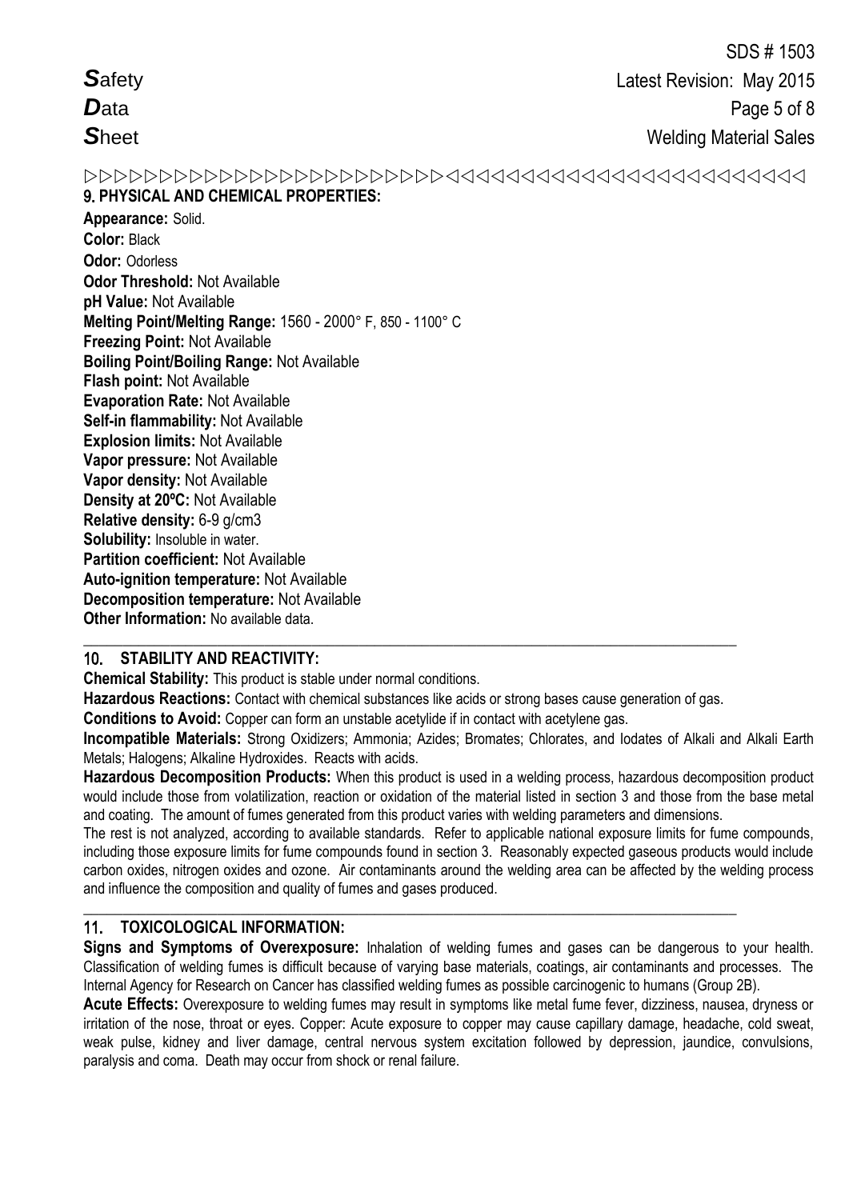## 9. PHYSICAL AND CHEMICAL PROPERTIES:

**Appearance:** Solid.
**Color:** Black
**Odor:** Odorless
**Odor Threshold:** Not Available
**pH Value:** Not Available
**Melting Point/Melting Range:** 1560 - 2000° F, 850 - 1100° C
**Freezing Point:** Not Available
**Boiling Point/Boiling Range:** Not Available
**Flash point:** Not Available
**Evaporation Rate:** Not Available
**Self-in flammability:** Not Available
**Explosion limits:** Not Available
**Vapor pressure:** Not Available
**Vapor density:** Not Available
**Density at 20ºC:** Not Available
**Relative density:** 6-9 g/cm3
**Solubility:** Insoluble in water.
**Partition coefficient:** Not Available
**Auto-ignition temperature:** Not Available
**Decomposition temperature:** Not Available
**Other Information:** No available data.

## 10. STABILITY AND REACTIVITY:

**Chemical Stability:** This product is stable under normal conditions.

**Hazardous Reactions:** Contact with chemical substances like acids or strong bases cause generation of gas.

**Conditions to Avoid:** Copper can form an unstable acetylide if in contact with acetylene gas.

**Incompatible Materials:** Strong Oxidizers; Ammonia; Azides; Bromates; Chlorates, and Iodates of Alkali and Alkali Earth Metals; Halogens; Alkaline Hydroxides. Reacts with acids.

**Hazardous Decomposition Products:** When this product is used in a welding process, hazardous decomposition product would include those from volatilization, reaction or oxidation of the material listed in section 3 and those from the base metal and coating. The amount of fumes generated from this product varies with welding parameters and dimensions.

The rest is not analyzed, according to available standards. Refer to applicable national exposure limits for fume compounds, including those exposure limits for fume compounds found in section 3. Reasonably expected gaseous products would include carbon oxides, nitrogen oxides and ozone. Air contaminants around the welding area can be affected by the welding process and influence the composition and quality of fumes and gases produced.

## 11. TOXICOLOGICAL INFORMATION:

**Signs and Symptoms of Overexposure:** Inhalation of welding fumes and gases can be dangerous to your health. Classification of welding fumes is difficult because of varying base materials, coatings, air contaminants and processes. The Internal Agency for Research on Cancer has classified welding fumes as possible carcinogenic to humans (Group 2B).

**Acute Effects:** Overexposure to welding fumes may result in symptoms like metal fume fever, dizziness, nausea, dryness or irritation of the nose, throat or eyes. Copper: Acute exposure to copper may cause capillary damage, headache, cold sweat, weak pulse, kidney and liver damage, central nervous system excitation followed by depression, jaundice, convulsions, paralysis and coma. Death may occur from shock or renal failure.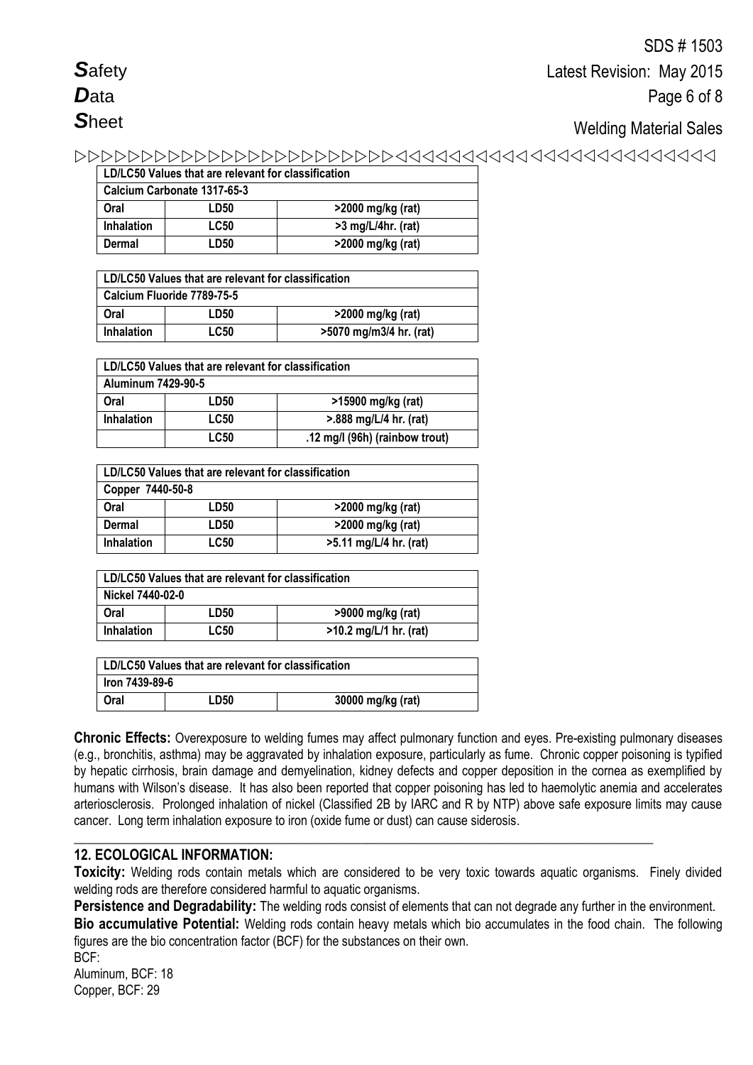| LD/LC50 Values that are relevant for classification | | |
|---|---|---|
| Calcium Carbonate 1317-65-3 | | |
| Oral | LD50 | >2000 mg/kg (rat) |
| Inhalation | LC50 | >3 mg/L/4hr. (rat) |
| Dermal | LD50 | >2000 mg/kg (rat) |

| LD/LC50 Values that are relevant for classification | | |
|---|---|---|
| Calcium Fluoride 7789-75-5 | | |
| Oral | LD50 | >2000 mg/kg (rat) |
| Inhalation | LC50 | >5070 mg/m3/4 hr. (rat) |

| LD/LC50 Values that are relevant for classification | | |
|---|---|---|
| Aluminum 7429-90-5 | | |
| Oral | LD50 | >15900 mg/kg (rat) |
| Inhalation | LC50 | >.888 mg/L/4 hr. (rat) |
| | LC50 | .12 mg/l (96h) (rainbow trout) |

| LD/LC50 Values that are relevant for classification | | |
|---|---|---|
| Copper 7440-50-8 | | |
| Oral | LD50 | >2000 mg/kg (rat) |
| Dermal | LD50 | >2000 mg/kg (rat) |
| Inhalation | LC50 | >5.11 mg/L/4 hr. (rat) |

| LD/LC50 Values that are relevant for classification | | |
|---|---|---|
| Nickel 7440-02-0 | | |
| Oral | LD50 | >9000 mg/kg (rat) |
| Inhalation | LC50 | >10.2 mg/L/1 hr. (rat) |

| LD/LC50 Values that are relevant for classification | | |
|---|---|---|
| Iron 7439-89-6 | | |
| Oral | LD50 | 30000 mg/kg (rat) |

**Chronic Effects:** Overexposure to welding fumes may affect pulmonary function and eyes. Pre-existing pulmonary diseases (e.g., bronchitis, asthma) may be aggravated by inhalation exposure, particularly as fume. Chronic copper poisoning is typified by hepatic cirrhosis, brain damage and demyelination, kidney defects and copper deposition in the cornea as exemplified by humans with Wilson's disease. It has also been reported that copper poisoning has led to haemolytic anemia and accelerates arteriosclerosis. Prolonged inhalation of nickel (Classified 2B by IARC and R by NTP) above safe exposure limits may cause cancer. Long term inhalation exposure to iron (oxide fume or dust) can cause siderosis.

## 12. ECOLOGICAL INFORMATION:

**Toxicity:** Welding rods contain metals which are considered to be very toxic towards aquatic organisms. Finely divided welding rods are therefore considered harmful to aquatic organisms.

**Persistence and Degradability:** The welding rods consist of elements that can not degrade any further in the environment.

**Bio accumulative Potential:** Welding rods contain heavy metals which bio accumulates in the food chain. The following figures are the bio concentration factor (BCF) for the substances on their own.

BCF:
Aluminum, BCF: 18
Copper, BCF: 29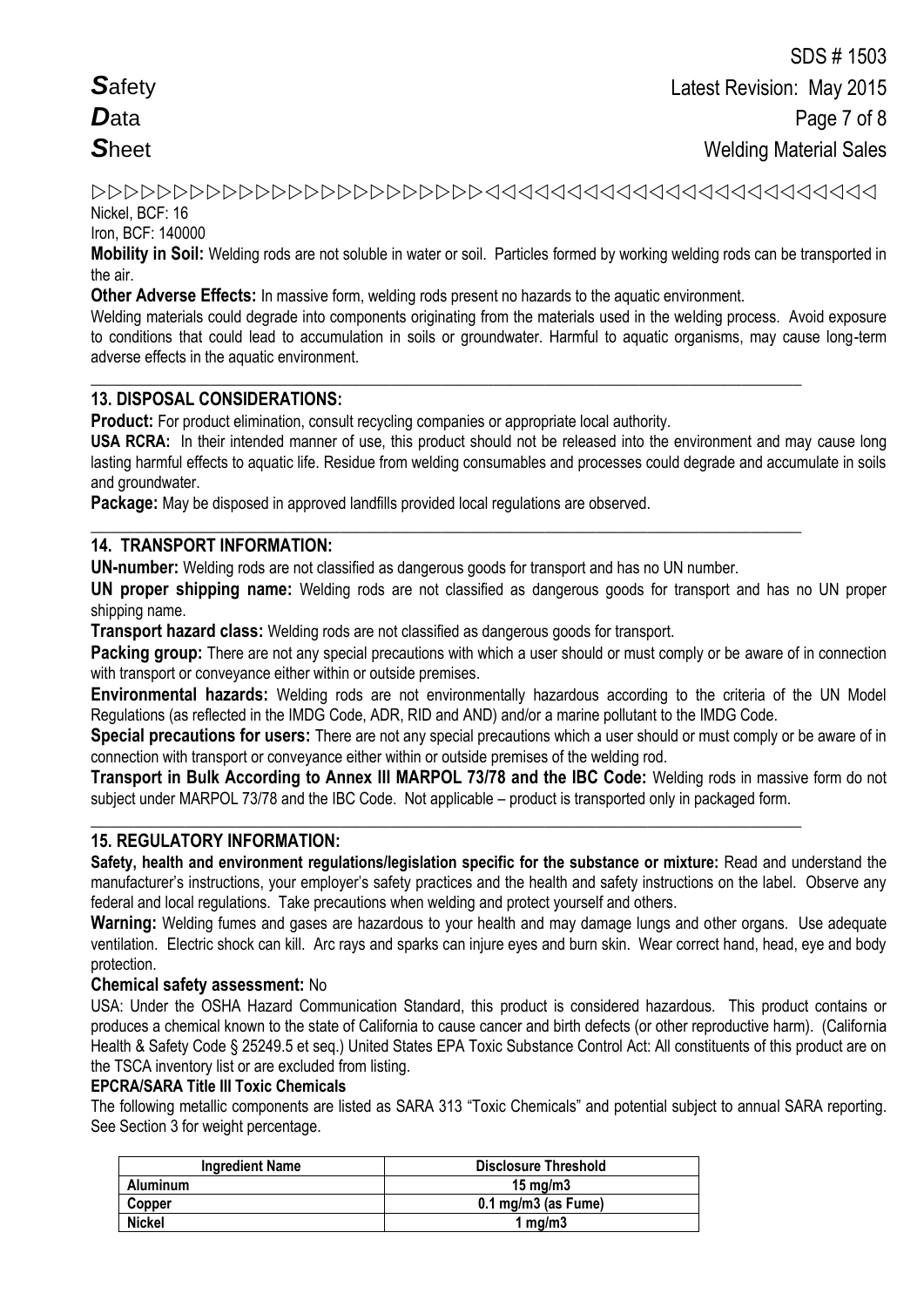Nickel, BCF: 16

Iron, BCF: 140000

**Mobility in Soil:** Welding rods are not soluble in water or soil. Particles formed by working welding rods can be transported in the air.

**Other Adverse Effects:** In massive form, welding rods present no hazards to the aquatic environment.

Welding materials could degrade into components originating from the materials used in the welding process. Avoid exposure to conditions that could lead to accumulation in soils or groundwater. Harmful to aquatic organisms, may cause long-term adverse effects in the aquatic environment.

## 13. DISPOSAL CONSIDERATIONS:

**Product:** For product elimination, consult recycling companies or appropriate local authority.

**USA RCRA:** In their intended manner of use, this product should not be released into the environment and may cause long lasting harmful effects to aquatic life. Residue from welding consumables and processes could degrade and accumulate in soils and groundwater.

**Package:** May be disposed in approved landfills provided local regulations are observed.

## 14. TRANSPORT INFORMATION:

**UN-number:** Welding rods are not classified as dangerous goods for transport and has no UN number.

**UN proper shipping name:** Welding rods are not classified as dangerous goods for transport and has no UN proper shipping name.

**Transport hazard class:** Welding rods are not classified as dangerous goods for transport.

**Packing group:** There are not any special precautions with which a user should or must comply or be aware of in connection with transport or conveyance either within or outside premises.

**Environmental hazards:** Welding rods are not environmentally hazardous according to the criteria of the UN Model Regulations (as reflected in the IMDG Code, ADR, RID and AND) and/or a marine pollutant to the IMDG Code.

**Special precautions for users:** There are not any special precautions which a user should or must comply or be aware of in connection with transport or conveyance either within or outside premises of the welding rod.

**Transport in Bulk According to Annex III MARPOL 73/78 and the IBC Code:** Welding rods in massive form do not subject under MARPOL 73/78 and the IBC Code. Not applicable – product is transported only in packaged form.

## 15. REGULATORY INFORMATION:

**Safety, health and environment regulations/legislation specific for the substance or mixture:** Read and understand the manufacturer's instructions, your employer's safety practices and the health and safety instructions on the label. Observe any federal and local regulations. Take precautions when welding and protect yourself and others.

**Warning:** Welding fumes and gases are hazardous to your health and may damage lungs and other organs. Use adequate ventilation. Electric shock can kill. Arc rays and sparks can injure eyes and burn skin. Wear correct hand, head, eye and body protection.

**Chemical safety assessment:** No

USA: Under the OSHA Hazard Communication Standard, this product is considered hazardous. This product contains or produces a chemical known to the state of California to cause cancer and birth defects (or other reproductive harm). (California Health & Safety Code § 25249.5 et seq.) United States EPA Toxic Substance Control Act: All constituents of this product are on the TSCA inventory list or are excluded from listing.

**EPCRA/SARA Title III Toxic Chemicals**

The following metallic components are listed as SARA 313 "Toxic Chemicals" and potential subject to annual SARA reporting. See Section 3 for weight percentage.

| Ingredient Name | Disclosure Threshold |
|---|---|
| **Aluminum** | **15 mg/m3** |
| **Copper** | **0.1 mg/m3 (as Fume)** |
| **Nickel** | **1 mg/m3** |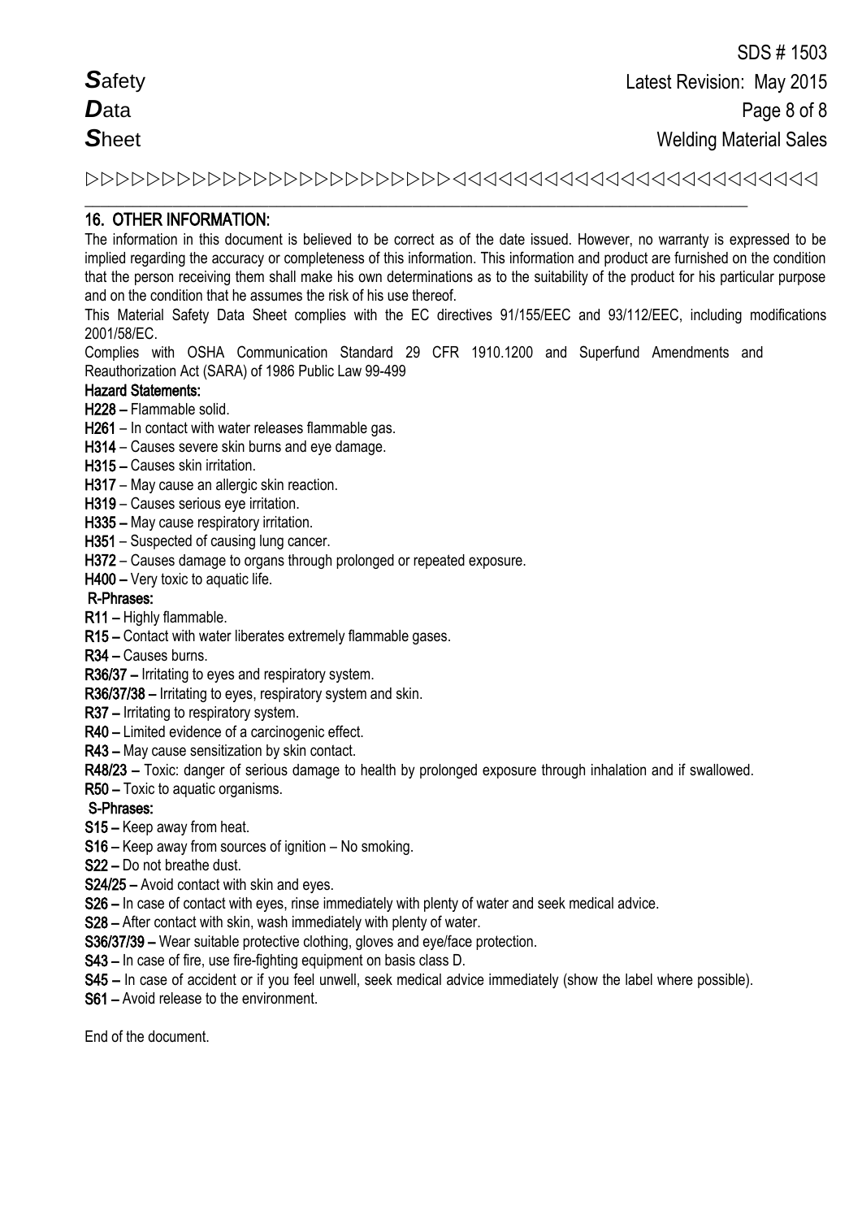## 16. OTHER INFORMATION:

The information in this document is believed to be correct as of the date issued. However, no warranty is expressed to be implied regarding the accuracy or completeness of this information. This information and product are furnished on the condition that the person receiving them shall make his own determinations as to the suitability of the product for his particular purpose and on the condition that he assumes the risk of his use thereof.

This Material Safety Data Sheet complies with the EC directives 91/155/EEC and 93/112/EEC, including modifications 2001/58/EC.

Complies with OSHA Communication Standard 29 CFR 1910.1200 and Superfund Amendments and Reauthorization Act (SARA) of 1986 Public Law 99-499

**Hazard Statements:**

**H228 –** Flammable solid.
**H261** – In contact with water releases flammable gas.
**H314** – Causes severe skin burns and eye damage.
**H315 –** Causes skin irritation.
**H317** – May cause an allergic skin reaction.
**H319** – Causes serious eye irritation.
**H335 –** May cause respiratory irritation.
**H351** – Suspected of causing lung cancer.
**H372** – Causes damage to organs through prolonged or repeated exposure.
**H400 –** Very toxic to aquatic life.

**R-Phrases:**

**R11 –** Highly flammable.
**R15 –** Contact with water liberates extremely flammable gases.
**R34 –** Causes burns.
**R36/37 –** Irritating to eyes and respiratory system.
**R36/37/38 –** Irritating to eyes, respiratory system and skin.
**R37 –** Irritating to respiratory system.
**R40 –** Limited evidence of a carcinogenic effect.
**R43 –** May cause sensitization by skin contact.
**R48/23 –** Toxic: danger of serious damage to health by prolonged exposure through inhalation and if swallowed.
**R50 –** Toxic to aquatic organisms.

**S-Phrases:**

**S15 –** Keep away from heat.
**S16 –** Keep away from sources of ignition – No smoking.
**S22 –** Do not breathe dust.
**S24/25 –** Avoid contact with skin and eyes.
**S26 –** In case of contact with eyes, rinse immediately with plenty of water and seek medical advice.
**S28 –** After contact with skin, wash immediately with plenty of water.
**S36/37/39 –** Wear suitable protective clothing, gloves and eye/face protection.
**S43 –** In case of fire, use fire-fighting equipment on basis class D.
**S45 –** In case of accident or if you feel unwell, seek medical advice immediately (show the label where possible).
**S61 –** Avoid release to the environment.

End of the document.